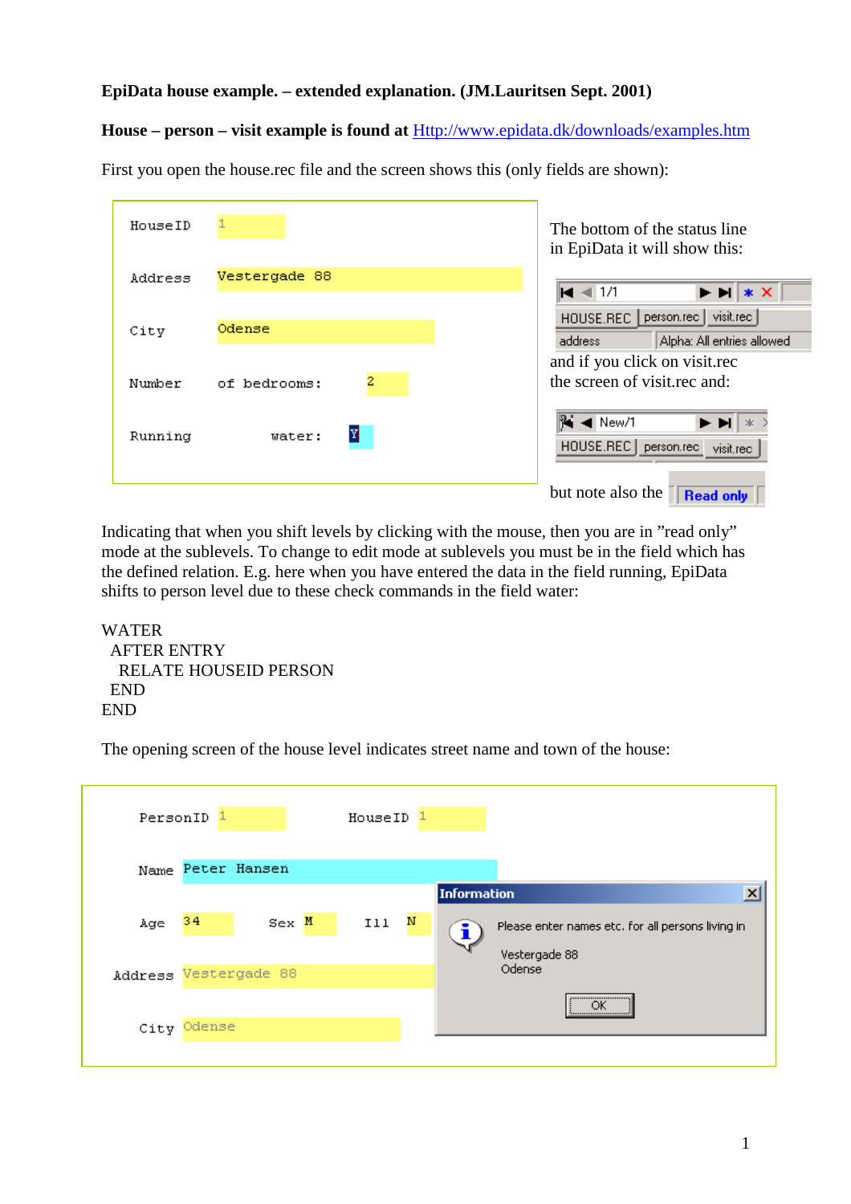**EpiData house example. – extended explanation. (JM.Lauritsen Sept. 2001)**

**House – person – visit example is found at** [Http://www.epidata.dk/downloads/examples.htm](Http://www.epidata.dk/downloads/examples.htm)

First you open the house.rec file and the screen shows this (only fields are shown):

```
HouseID    1
Address    Vestergade 88
City       Odense
Number     of bedrooms:   2
Running         water:   Y
```

The bottom of the status line in EpiData it will show this:

```
1/1
HOUSE.REC | person.rec | visit.rec
address | Alpha: All entries allowed
```

and if you click on visit.rec the screen of visit.rec and:

```
New/1
HOUSE.REC | person.rec | visit.rec
```

but note also the Read only

Indicating that when you shift levels by clicking with the mouse, then you are in "read only" mode at the sublevels. To change to edit mode at sublevels you must be in the field which has the defined relation. E.g. here when you have entered the data in the field running, EpiData shifts to person level due to these check commands in the field water:

```
WATER
  AFTER ENTRY
    RELATE HOUSEID PERSON
  END
END
```

The opening screen of the house level indicates street name and town of the house:

```
PersonID  1          HouseID  1
Name      Peter Hansen
Age       34    Sex  M    Ill  N
Address   Vestergade 88
City      Odense
```

```
Information
Please enter names etc. for all persons living in
Vestergade 88
Odense
OK
```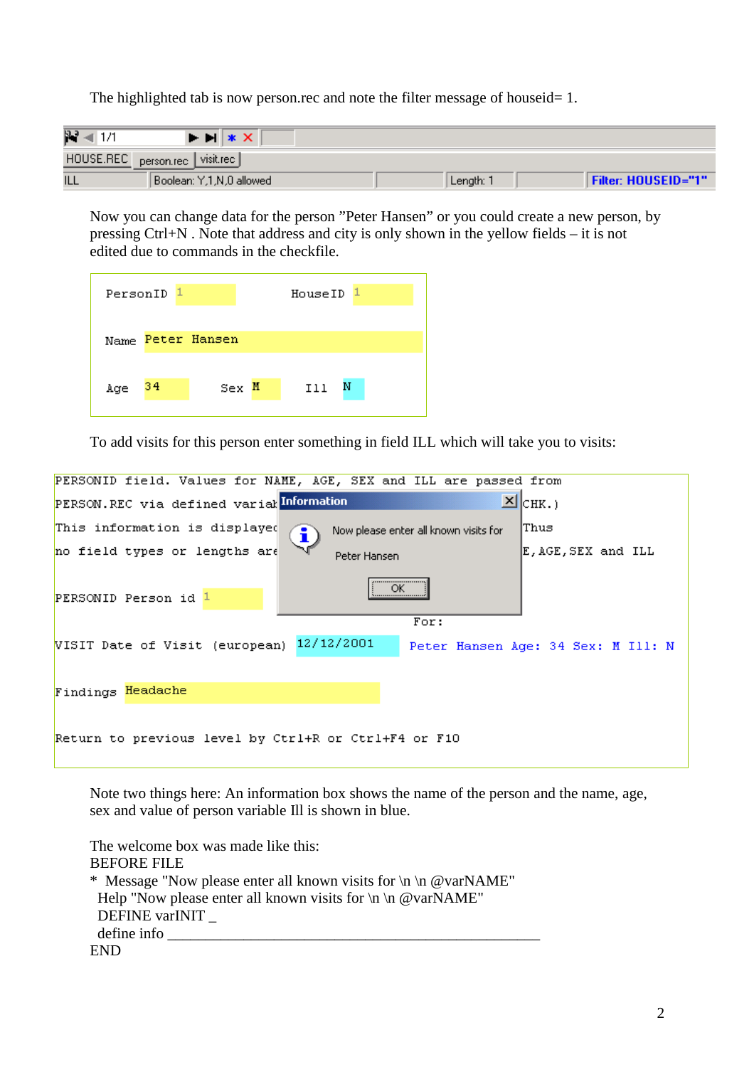The highlighted tab is now person.rec and note the filter message of houseid= 1.

```
1/1
HOUSE.REC | person.rec | visit.rec
ILL | Boolean: Y,1,N,0 allowed | Length: 1 | Filter: HOUSEID="1"
```

Now you can change data for the person "Peter Hansen" or you could create a new person, by pressing Ctrl+N . Note that address and city is only shown in the yellow fields – it is not edited due to commands in the checkfile.

```
PersonID 1              HouseID 1

Name Peter Hansen

Age 34        Sex M        Ill N
```

To add visits for this person enter something in field ILL which will take you to visits:

```
PERSONID field. Values for NAME, AGE, SEX and ILL are passed from
PERSON.REC via defined variab[...]CHK.)
This information is displaye[...]Thus
no field types or lengths are[...]E,AGE,SEX and ILL

PERSONID Person id 1
                                                  For:
VISIT Date of Visit (european) 12/12/2001   Peter Hansen Age: 34 Sex: M Ill: N

Findings Headache

Return to previous level by Ctrl+R or Ctrl+F4 or F10
```

```
Information
Now please enter all known visits for
Peter Hansen
OK
```

Note two things here: An information box shows the name of the person and the name, age, sex and value of person variable Ill is shown in blue.

The welcome box was made like this:

```
BEFORE FILE
*  Message "Now please enter all known visits for \n \n @varNAME"
   Help "Now please enter all known visits for \n \n @varNAME"
   DEFINE varINIT _
   define info ______________________________________________
END
```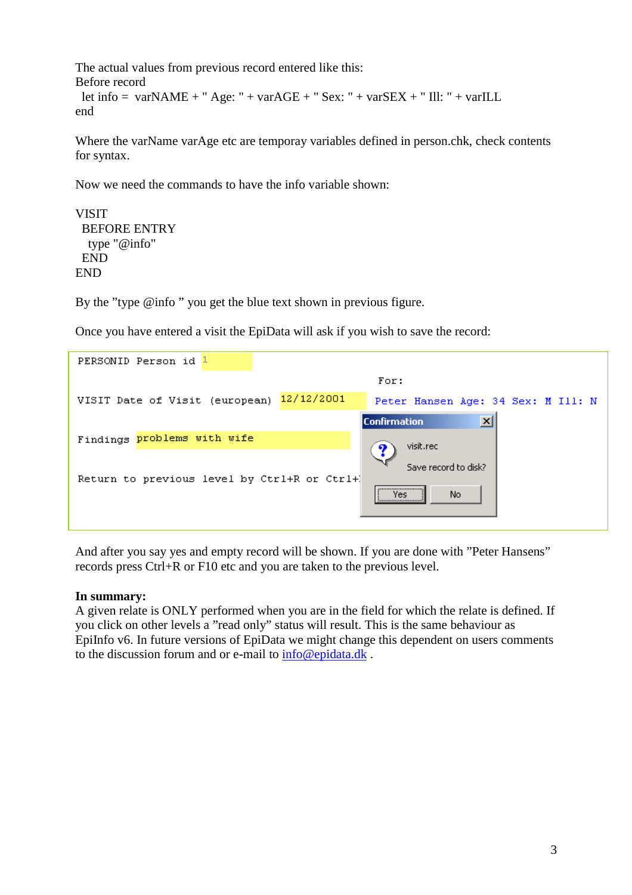The actual values from previous record entered like this:

```
Before record
  let info =  varNAME + " Age: " + varAGE + " Sex: " + varSEX + " Ill: " + varILL
end
```

Where the varName varAge etc are temporay variables defined in person.chk, check contents for syntax.

Now we need the commands to have the info variable shown:

```
VISIT
  BEFORE ENTRY
    type "@info"
  END
END
```

By the ”type @info ” you get the blue text shown in previous figure.

Once you have entered a visit the EpiData will ask if you wish to save the record:

```
PERSONID Person id 1
                                                    For:
VISIT Date of Visit (european) 12/12/2001           Peter Hansen Age: 34 Sex: M Ill: N

Findings problems with wife

Return to previous level by Ctrl+R or Ctrl+
```

Confirmation

visit.rec

Save record to disk?

Yes No

And after you say yes and empty record will be shown. If you are done with ”Peter Hansens” records press Ctrl+R or F10 etc and you are taken to the previous level.

**In summary:**
A given relate is ONLY performed when you are in the field for which the relate is defined. If you click on other levels a ”read only” status will result. This is the same behaviour as EpiInfo v6. In future versions of EpiData we might change this dependent on users comments to the discussion forum and or e-mail to info@epidata.dk .